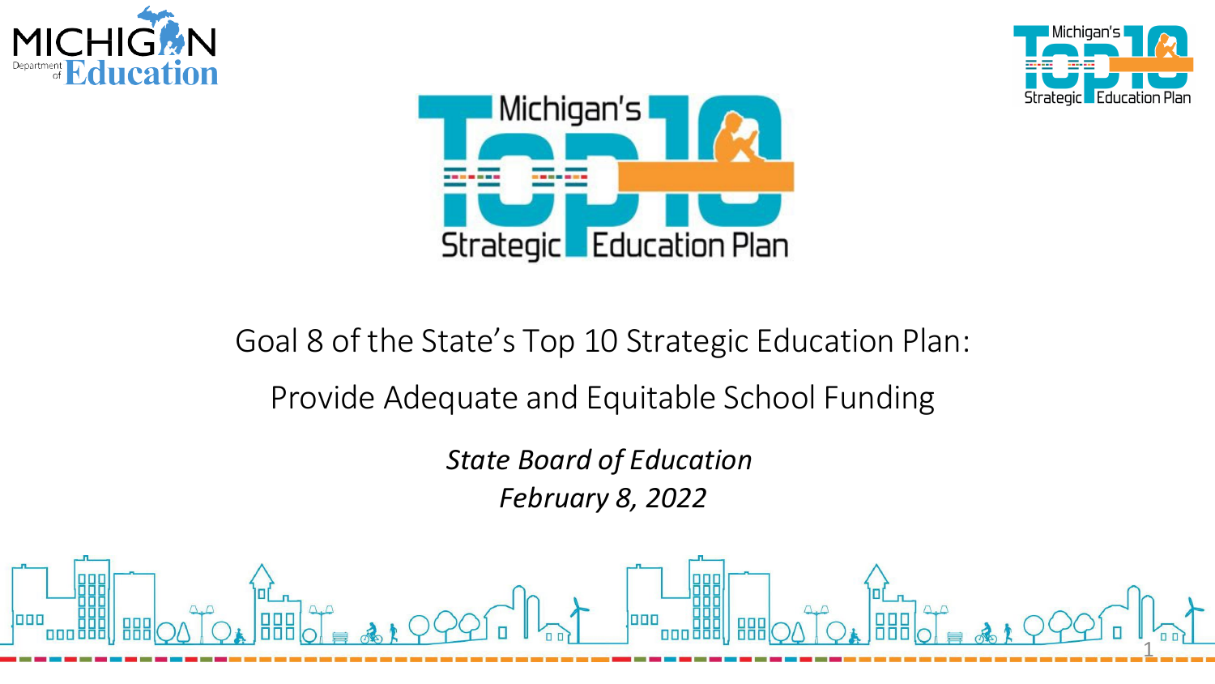# Goal 8 of the State's Top 10 Strategic Education Plan:

## Provide Adequate and Equitable School Funding

*State Board of Education*

*February 8, 2022*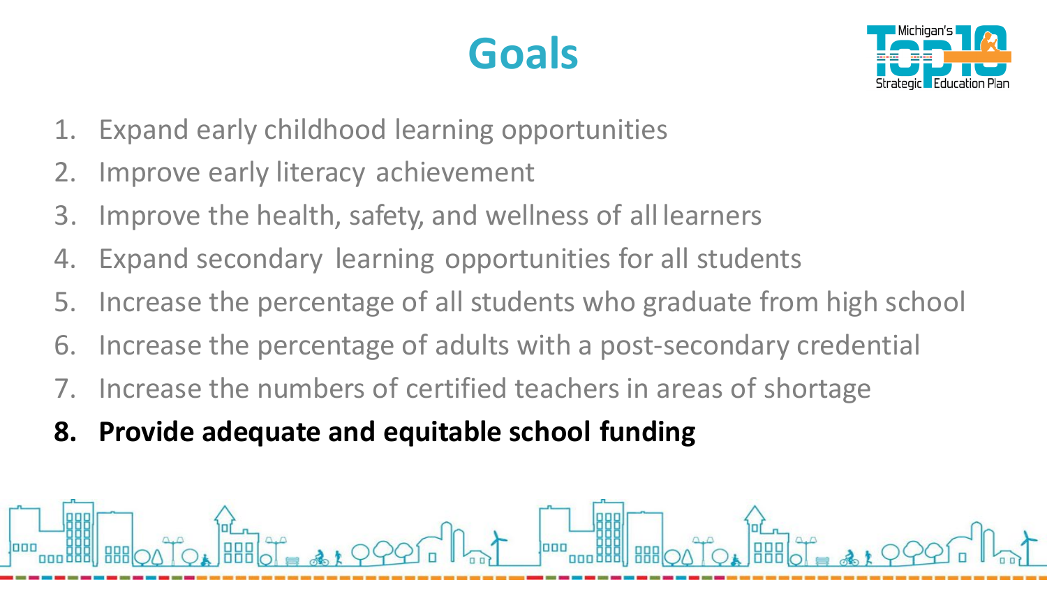# Goals

1. Expand early childhood learning opportunities
2. Improve early literacy achievement
3. Improve the health, safety, and wellness of all learners
4. Expand secondary learning opportunities for all students
5. Increase the percentage of all students who graduate from high school
6. Increase the percentage of adults with a post-secondary credential
7. Increase the numbers of certified teachers in areas of shortage
8. **Provide adequate and equitable school funding**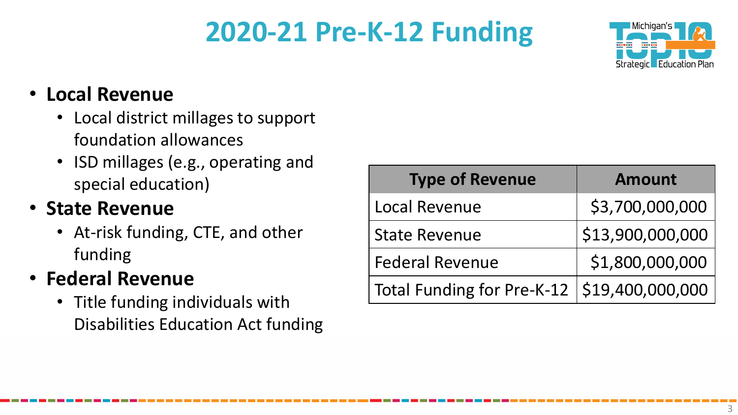# 2020-21 Pre-K-12 Funding

- **Local Revenue**
  - Local district millages to support foundation allowances
  - ISD millages (e.g., operating and special education)
- **State Revenue**
  - At-risk funding, CTE, and other funding
- **Federal Revenue**
  - Title funding individuals with Disabilities Education Act funding

| Type of Revenue | Amount |
|---|---|
| Local Revenue | $3,700,000,000 |
| State Revenue | $13,900,000,000 |
| Federal Revenue | $1,800,000,000 |
| Total Funding for Pre-K-12 | $19,400,000,000 |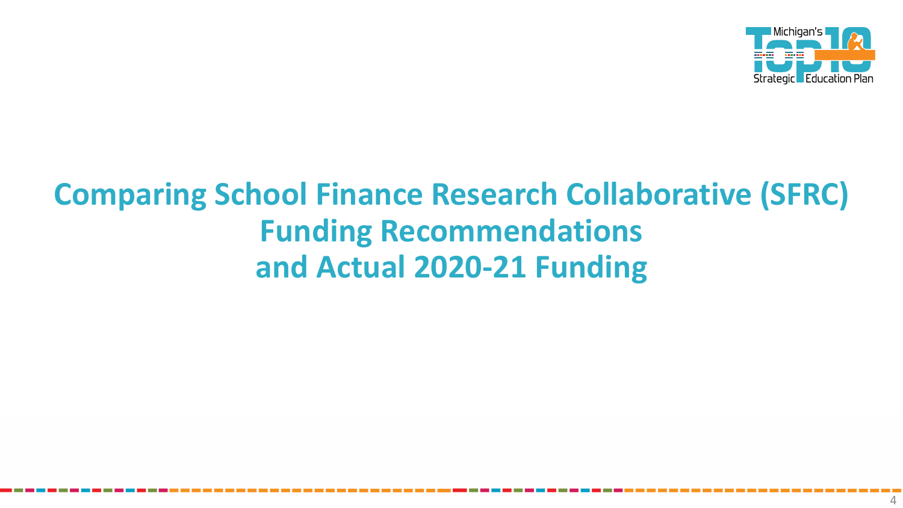# Comparing School Finance Research Collaborative (SFRC) Funding Recommendations and Actual 2020-21 Funding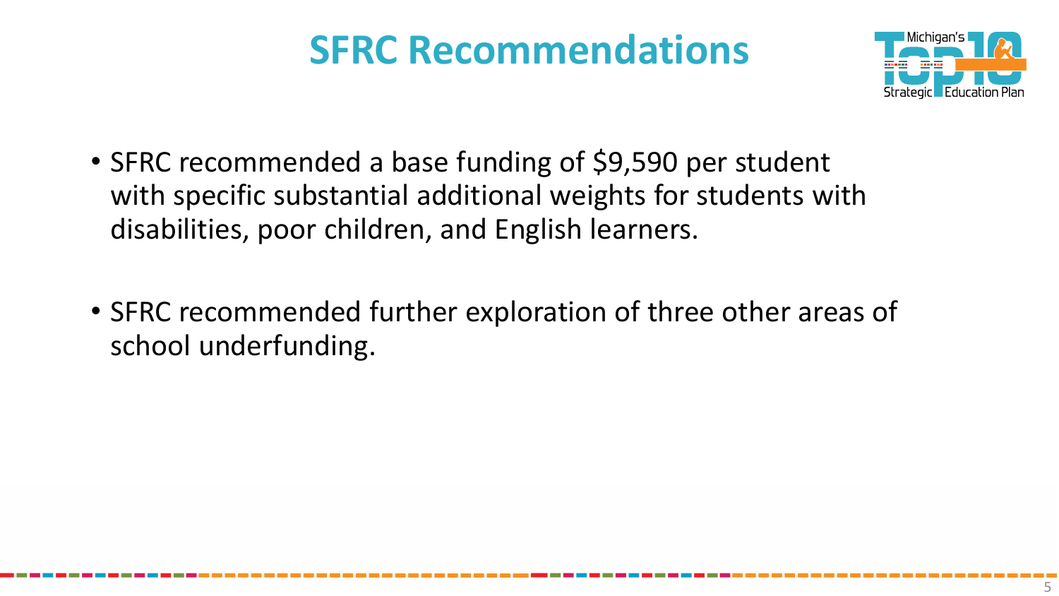# SFRC Recommendations

- SFRC recommended a base funding of $9,590 per student with specific substantial additional weights for students with disabilities, poor children, and English learners.

- SFRC recommended further exploration of three other areas of school underfunding.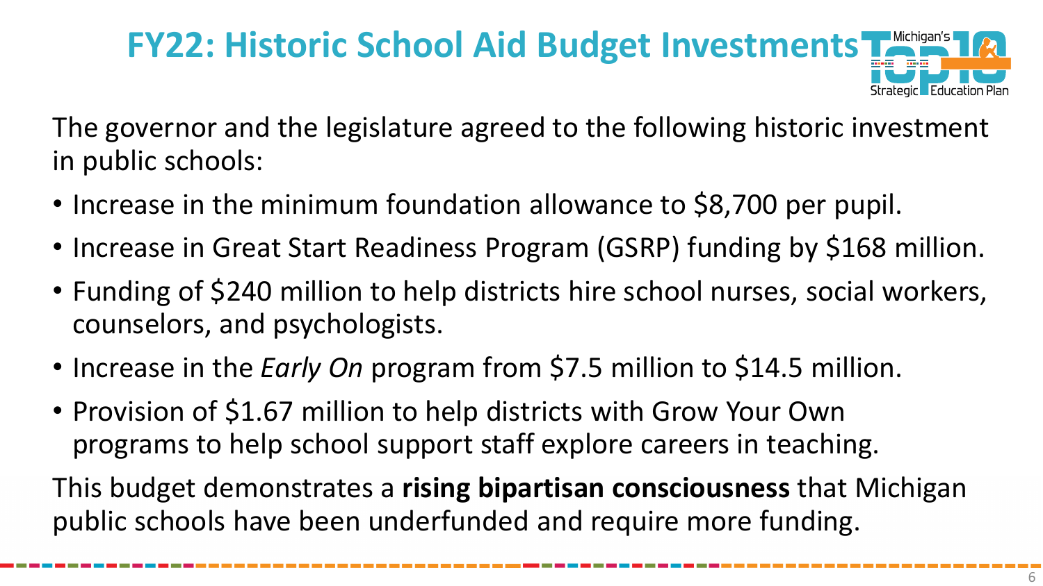# FY22: Historic School Aid Budget Investments

The governor and the legislature agreed to the following historic investment in public schools:

- Increase in the minimum foundation allowance to $8,700 per pupil.
- Increase in Great Start Readiness Program (GSRP) funding by $168 million.
- Funding of $240 million to help districts hire school nurses, social workers, counselors, and psychologists.
- Increase in the *Early On* program from $7.5 million to $14.5 million.
- Provision of $1.67 million to help districts with Grow Your Own programs to help school support staff explore careers in teaching.

This budget demonstrates a **rising bipartisan consciousness** that Michigan public schools have been underfunded and require more funding.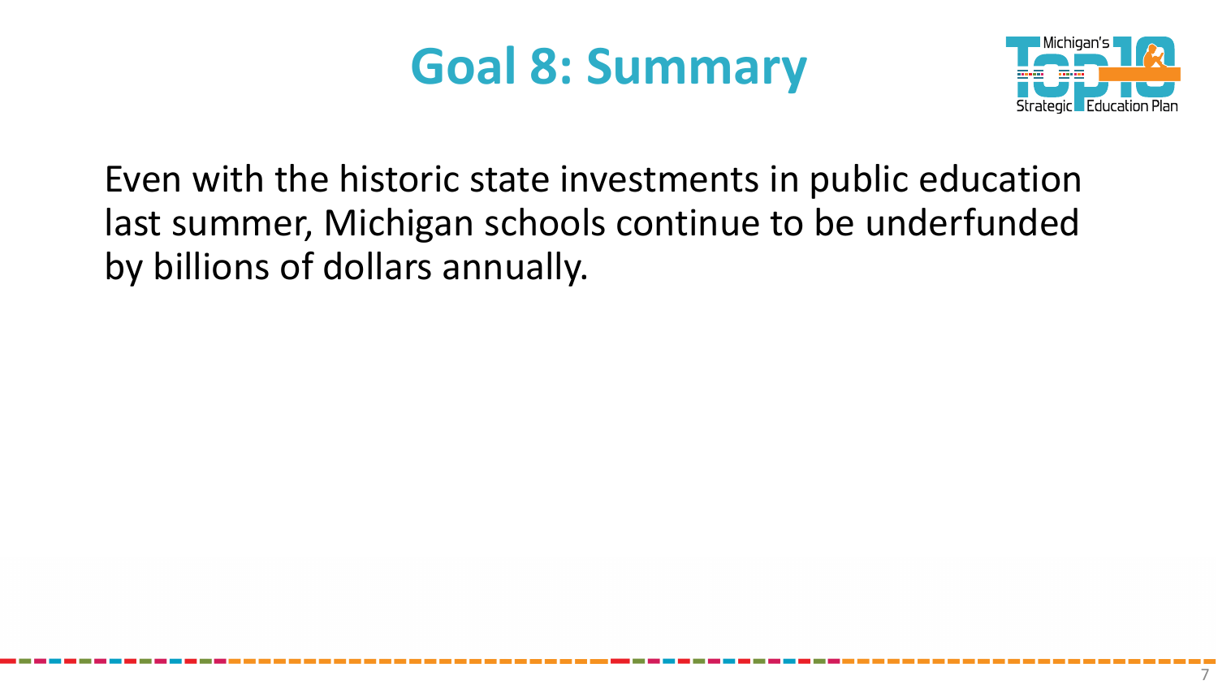# Goal 8: Summary

Even with the historic state investments in public education last summer, Michigan schools continue to be underfunded by billions of dollars annually.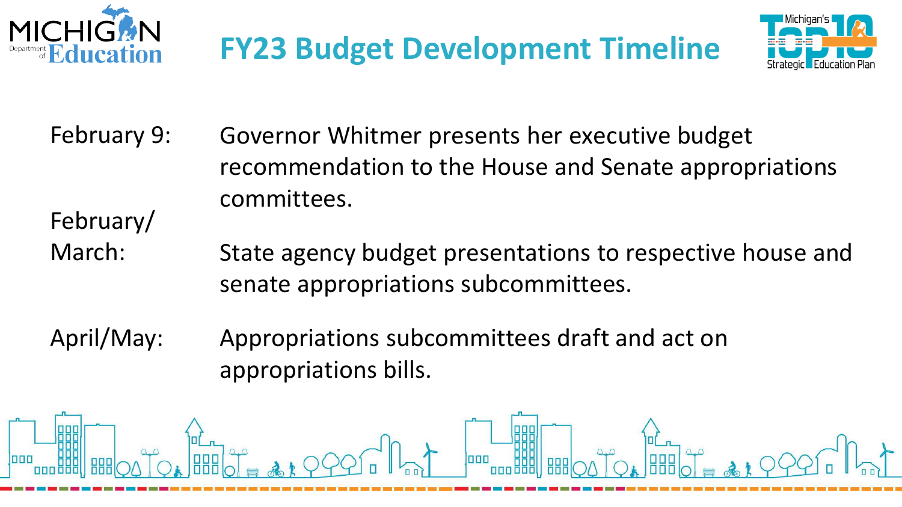# FY23 Budget Development Timeline

February 9: Governor Whitmer presents her executive budget recommendation to the House and Senate appropriations committees.

February/ March: State agency budget presentations to respective house and senate appropriations subcommittees.

April/May: Appropriations subcommittees draft and act on appropriations bills.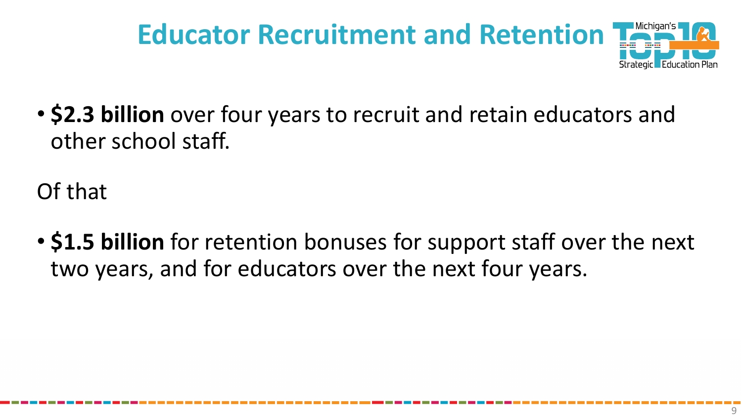# Educator Recruitment and Retention

- **$2.3 billion** over four years to recruit and retain educators and other school staff.

Of that

- **$1.5 billion** for retention bonuses for support staff over the next two years, and for educators over the next four years.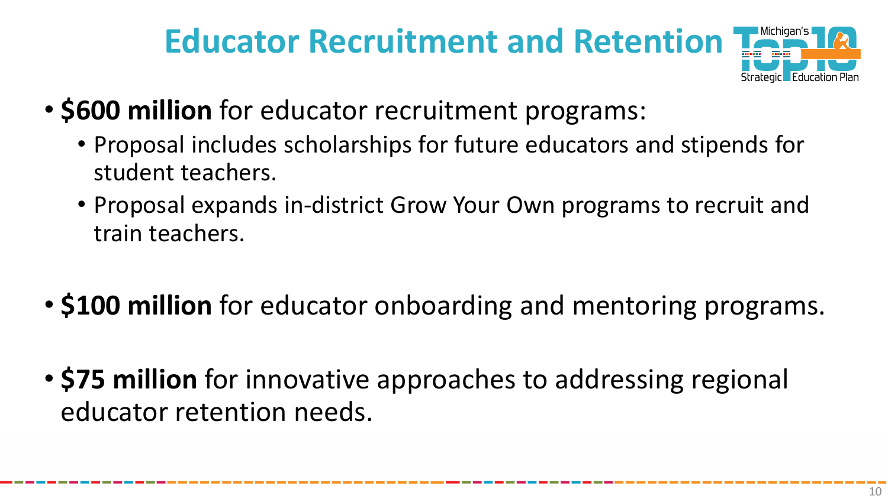# Educator Recruitment and Retention

- **$600 million** for educator recruitment programs:
  - Proposal includes scholarships for future educators and stipends for student teachers.
  - Proposal expands in-district Grow Your Own programs to recruit and train teachers.
- **$100 million** for educator onboarding and mentoring programs.
- **$75 million** for innovative approaches to addressing regional educator retention needs.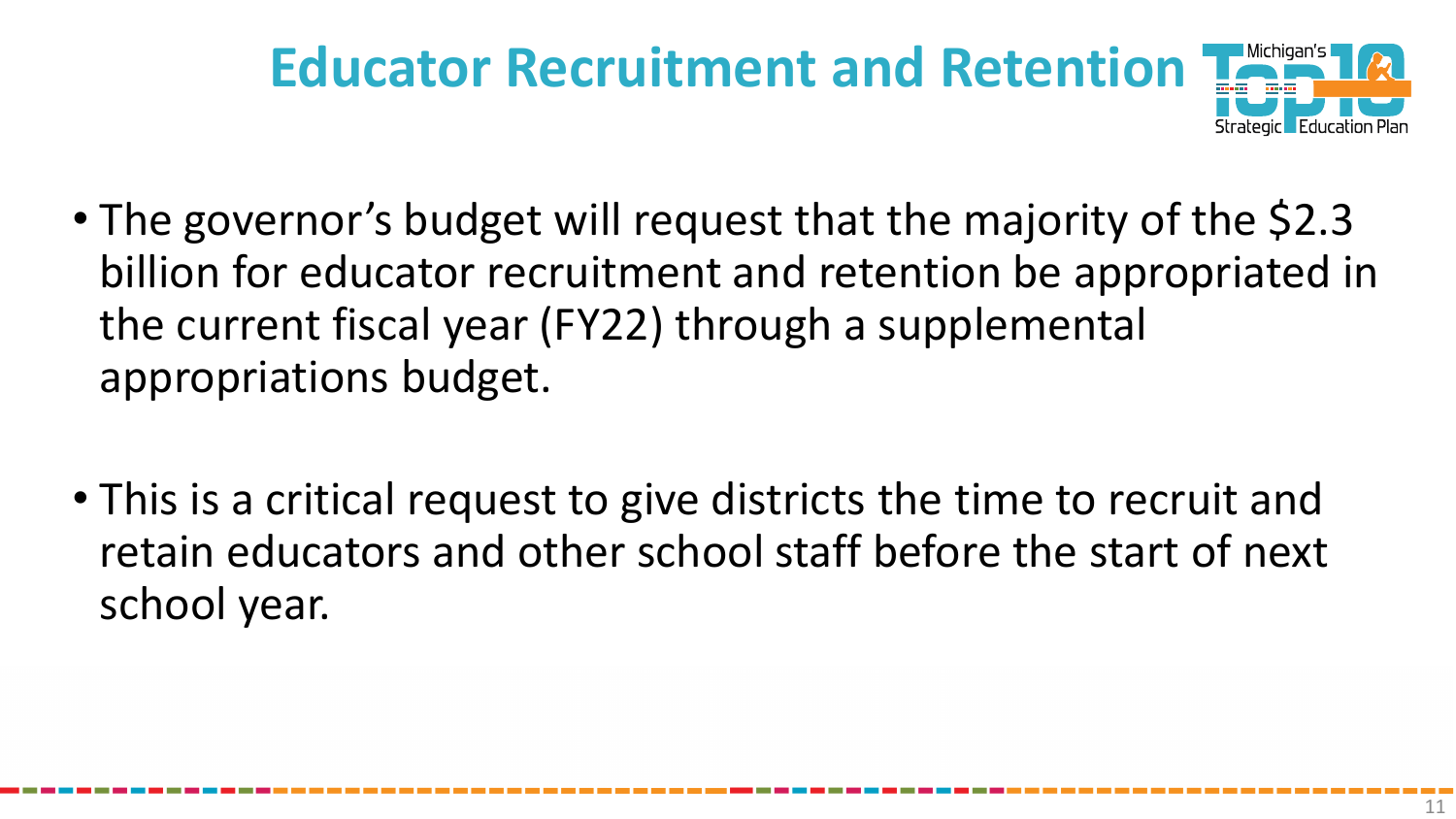# Educator Recruitment and Retention

- The governor's budget will request that the majority of the $2.3 billion for educator recruitment and retention be appropriated in the current fiscal year (FY22) through a supplemental appropriations budget.

- This is a critical request to give districts the time to recruit and retain educators and other school staff before the start of next school year.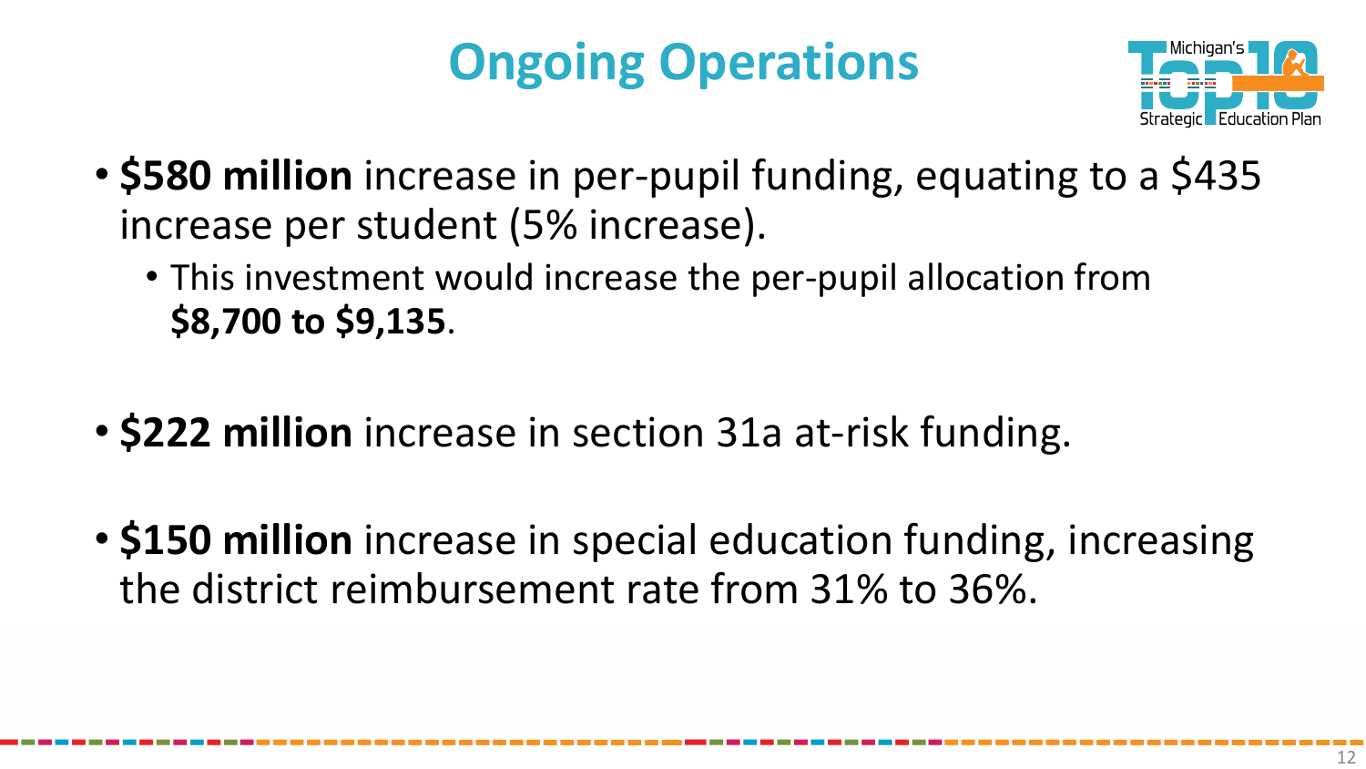# Ongoing Operations

- **$580 million** increase in per-pupil funding, equating to a $435 increase per student (5% increase).
  - This investment would increase the per-pupil allocation from **$8,700 to $9,135**.

- **$222 million** increase in section 31a at-risk funding.

- **$150 million** increase in special education funding, increasing the district reimbursement rate from 31% to 36%.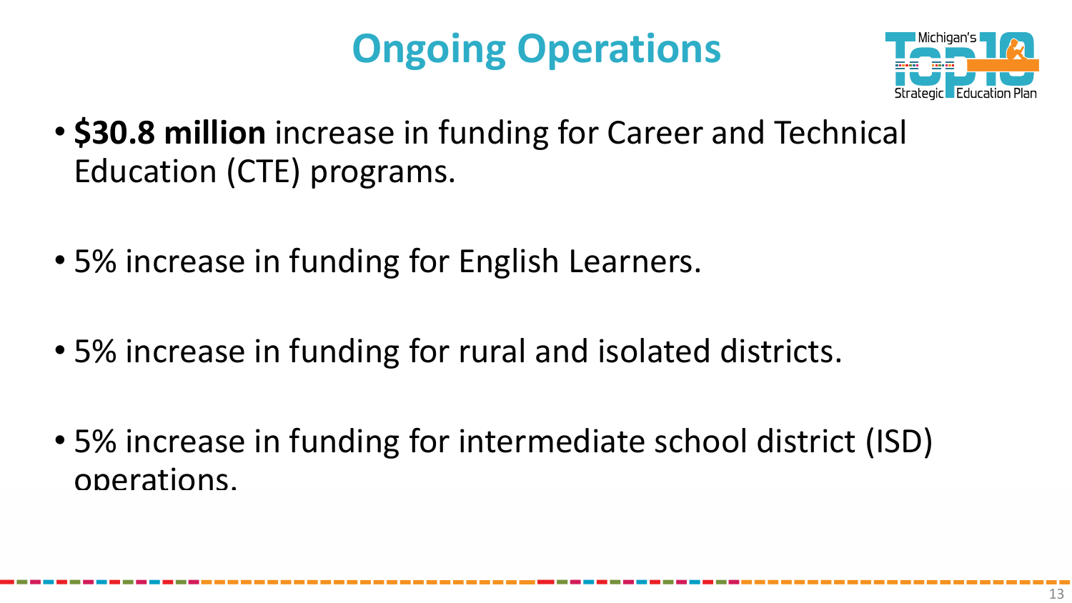# Ongoing Operations

- **$30.8 million** increase in funding for Career and Technical Education (CTE) programs.
- 5% increase in funding for English Learners.
- 5% increase in funding for rural and isolated districts.
- 5% increase in funding for intermediate school district (ISD) operations.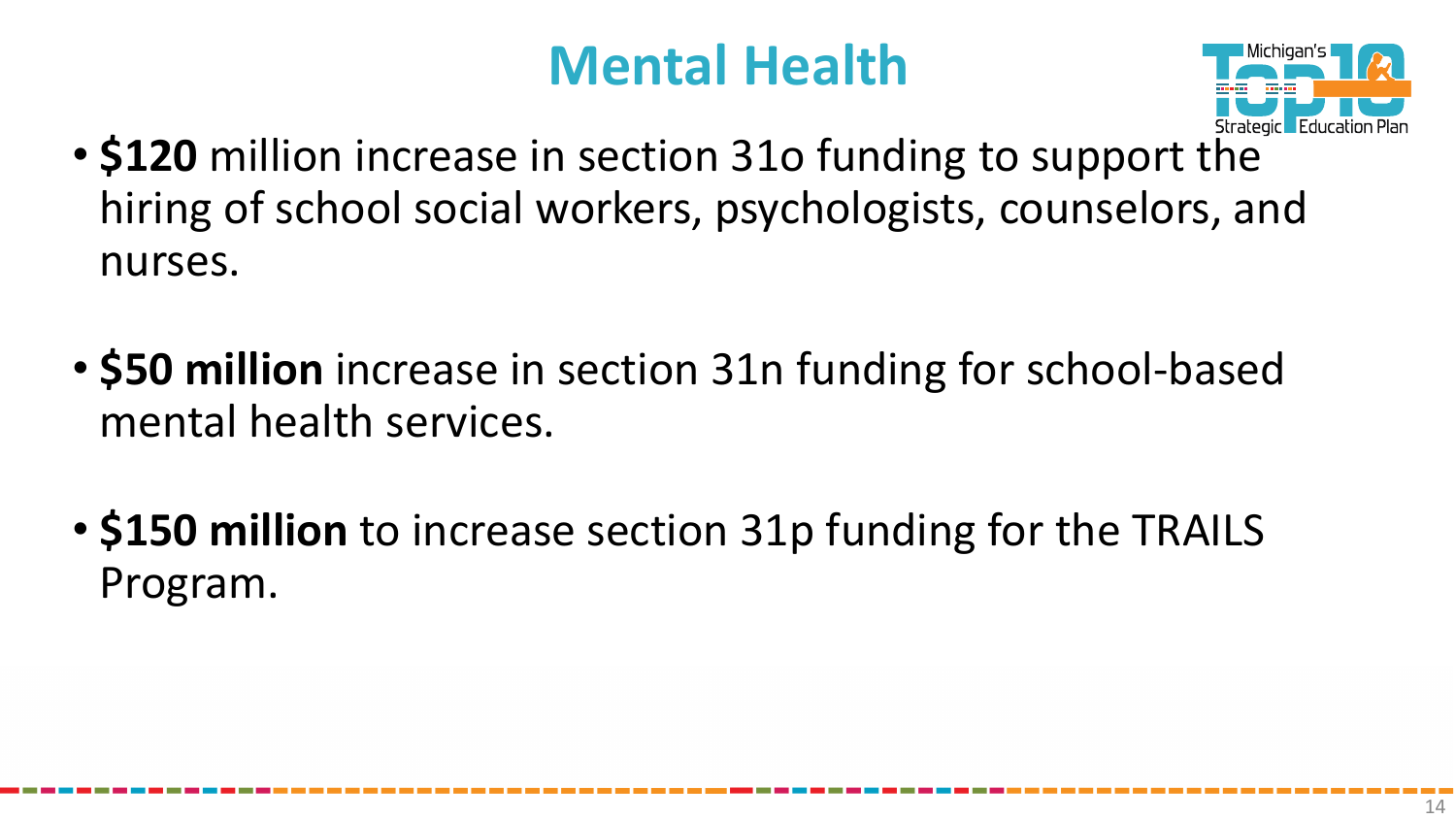# Mental Health

- **$120** million increase in section 31o funding to support the hiring of school social workers, psychologists, counselors, and nurses.
- **$50 million** increase in section 31n funding for school-based mental health services.
- **$150 million** to increase section 31p funding for the TRAILS Program.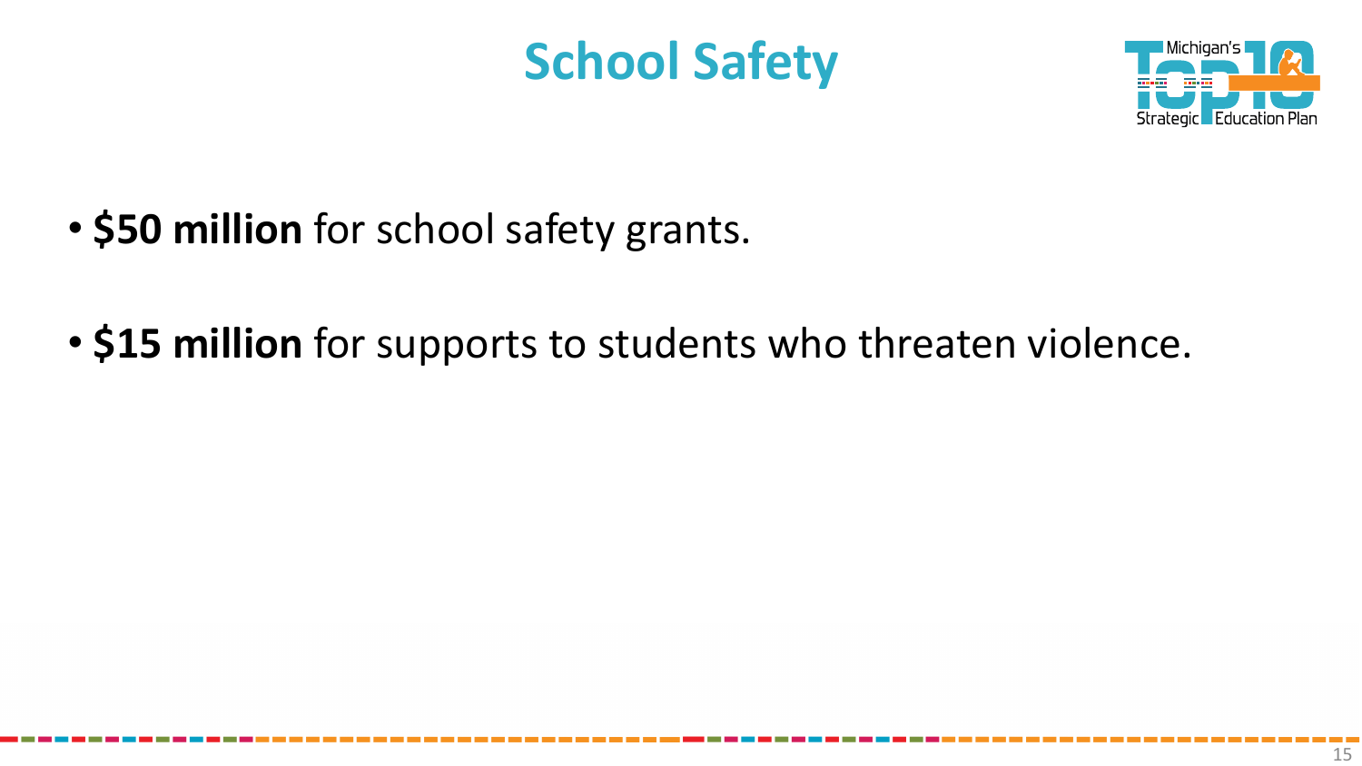# School Safety

- **$50 million** for school safety grants.
- **$15 million** for supports to students who threaten violence.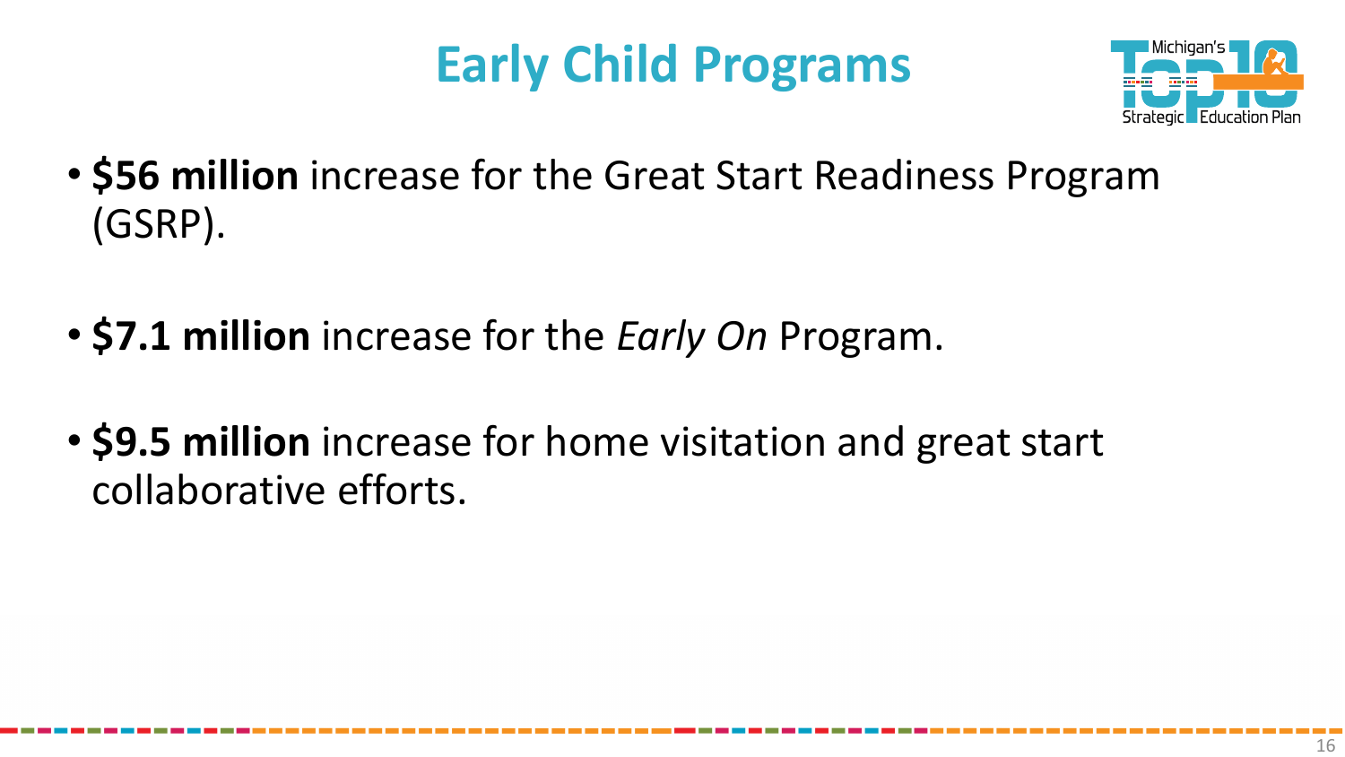# Early Child Programs

- **$56 million** increase for the Great Start Readiness Program (GSRP).
- **$7.1 million** increase for the *Early On* Program.
- **$9.5 million** increase for home visitation and great start collaborative efforts.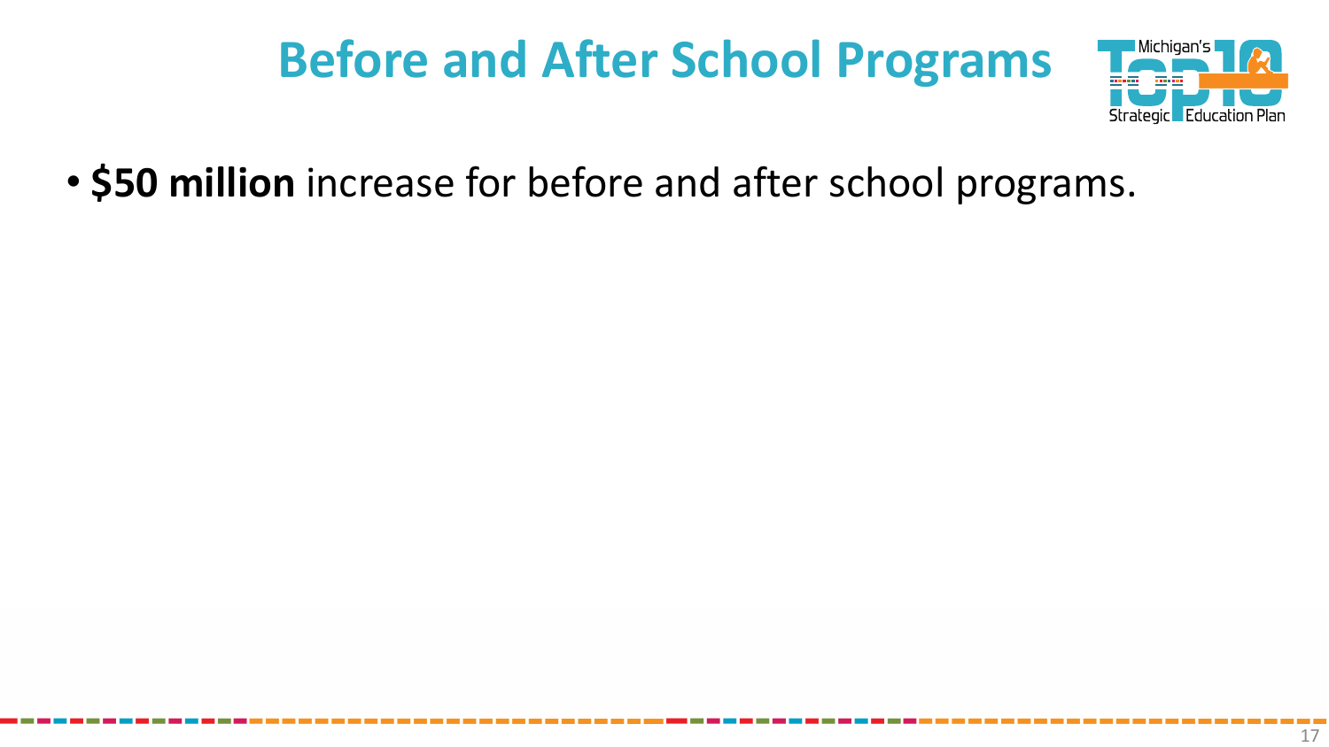# Before and After School Programs

- **$50 million** increase for before and after school programs.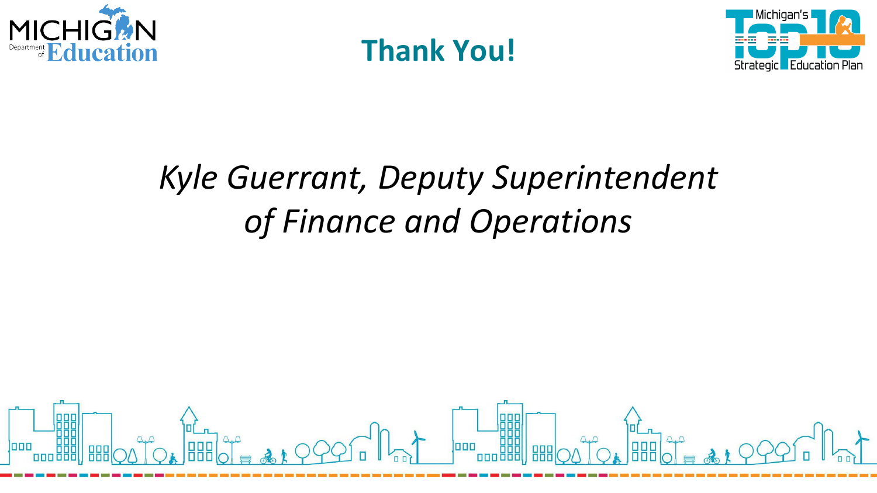# Thank You!

*Kyle Guerrant, Deputy Superintendent of Finance and Operations*